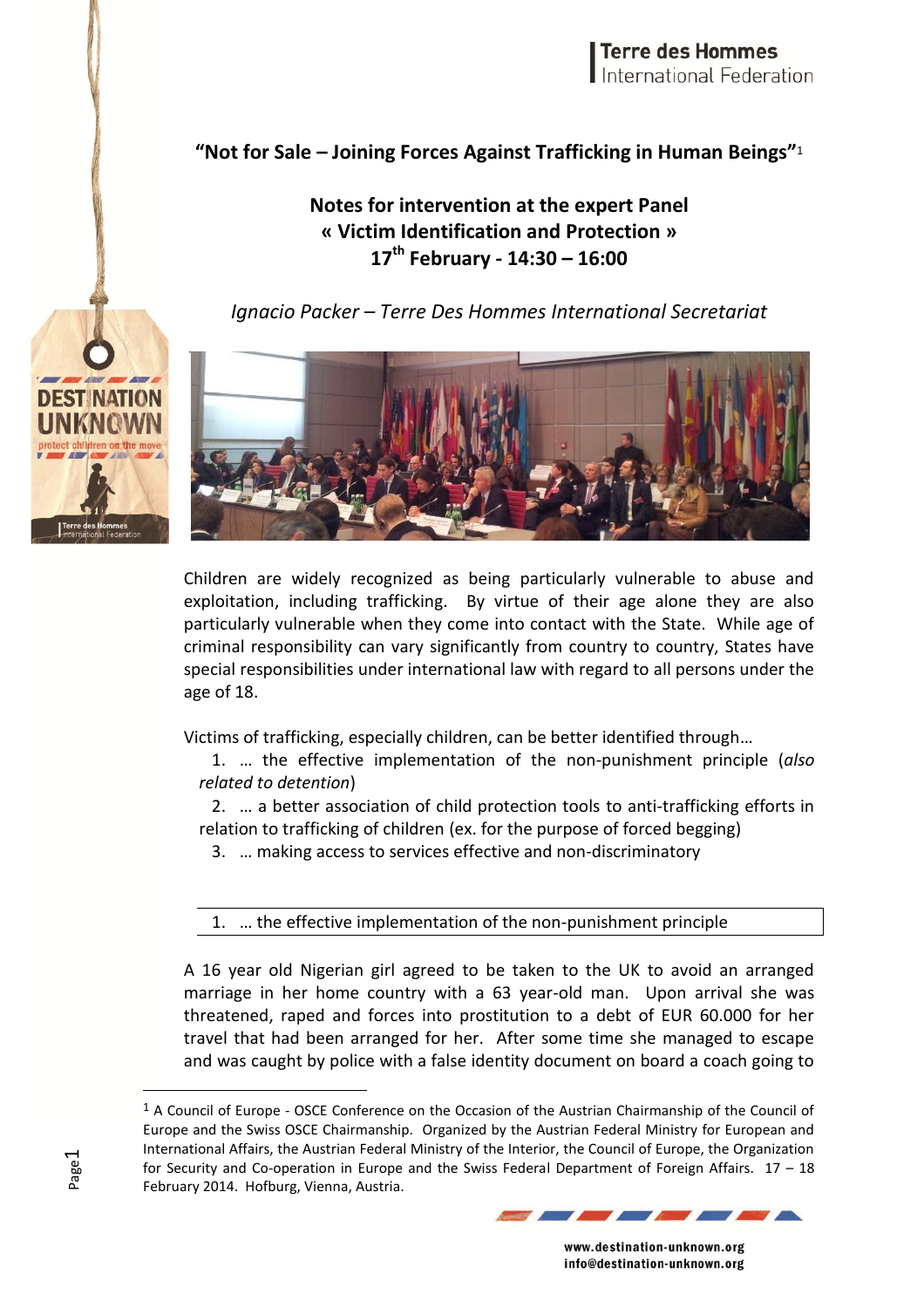Terre des Hommes International Federation

# "Not for Sale – Joining Forces Against Trafficking in Human Beings"[1]

## Notes for intervention at the expert Panel « Victim Identification and Protection » 17th February - 14:30 – 16:00

*Ignacio Packer – Terre Des Hommes International Secretariat*

Children are widely recognized as being particularly vulnerable to abuse and exploitation, including trafficking. By virtue of their age alone they are also particularly vulnerable when they come into contact with the State. While age of criminal responsibility can vary significantly from country to country, States have special responsibilities under international law with regard to all persons under the age of 18.

Victims of trafficking, especially children, can be better identified through…

1. … the effective implementation of the non-punishment principle (*also related to detention*)
2. … a better association of child protection tools to anti-trafficking efforts in relation to trafficking of children (ex. for the purpose of forced begging)
3. … making access to services effective and non-discriminatory

### 1. … the effective implementation of the non-punishment principle

A 16 year old Nigerian girl agreed to be taken to the UK to avoid an arranged marriage in her home country with a 63 year-old man. Upon arrival she was threatened, raped and forces into prostitution to a debt of EUR 60.000 for her travel that had been arranged for her. After some time she managed to escape and was caught by police with a false identity document on board a coach going to

---

[1] A Council of Europe - OSCE Conference on the Occasion of the Austrian Chairmanship of the Council of Europe and the Swiss OSCE Chairmanship. Organized by the Austrian Federal Ministry for European and International Affairs, the Austrian Federal Ministry of the Interior, the Council of Europe, the Organization for Security and Co-operation in Europe and the Swiss Federal Department of Foreign Affairs. 17 – 18 February 2014. Hofburg, Vienna, Austria.

www.destination-unknown.org
info@destination-unknown.org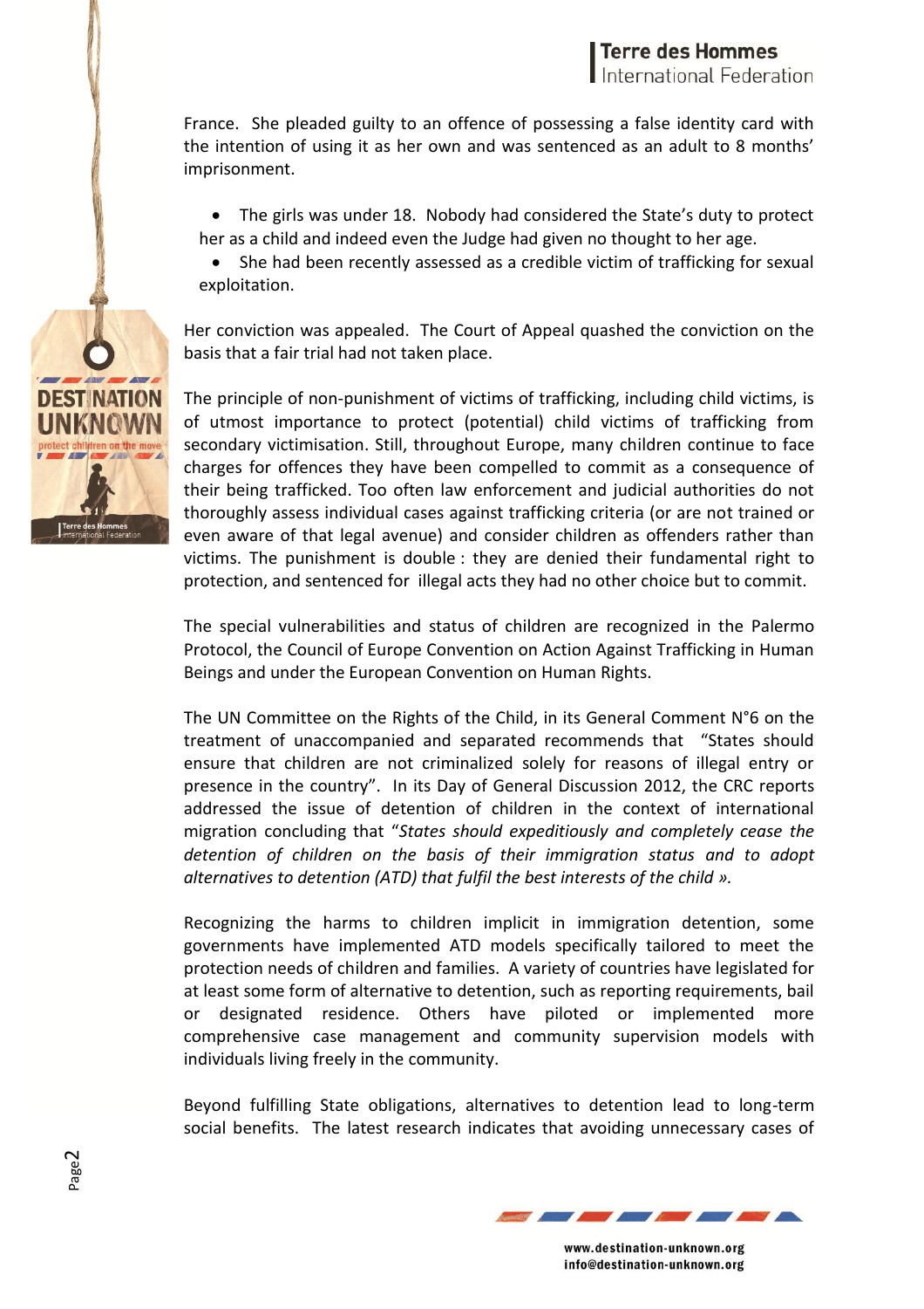France. She pleaded guilty to an offence of possessing a false identity card with the intention of using it as her own and was sentenced as an adult to 8 months' imprisonment.

- The girls was under 18. Nobody had considered the State's duty to protect her as a child and indeed even the Judge had given no thought to her age.
- She had been recently assessed as a credible victim of trafficking for sexual exploitation.

Her conviction was appealed. The Court of Appeal quashed the conviction on the basis that a fair trial had not taken place.

The principle of non-punishment of victims of trafficking, including child victims, is of utmost importance to protect (potential) child victims of trafficking from secondary victimisation. Still, throughout Europe, many children continue to face charges for offences they have been compelled to commit as a consequence of their being trafficked. Too often law enforcement and judicial authorities do not thoroughly assess individual cases against trafficking criteria (or are not trained or even aware of that legal avenue) and consider children as offenders rather than victims. The punishment is double : they are denied their fundamental right to protection, and sentenced for illegal acts they had no other choice but to commit.

The special vulnerabilities and status of children are recognized in the Palermo Protocol, the Council of Europe Convention on Action Against Trafficking in Human Beings and under the European Convention on Human Rights.

The UN Committee on the Rights of the Child, in its General Comment N°6 on the treatment of unaccompanied and separated recommends that "States should ensure that children are not criminalized solely for reasons of illegal entry or presence in the country". In its Day of General Discussion 2012, the CRC reports addressed the issue of detention of children in the context of international migration concluding that "*States should expeditiously and completely cease the detention of children on the basis of their immigration status and to adopt alternatives to detention (ATD) that fulfil the best interests of the child ».*

Recognizing the harms to children implicit in immigration detention, some governments have implemented ATD models specifically tailored to meet the protection needs of children and families. A variety of countries have legislated for at least some form of alternative to detention, such as reporting requirements, bail or designated residence. Others have piloted or implemented more comprehensive case management and community supervision models with individuals living freely in the community.

Beyond fulfilling State obligations, alternatives to detention lead to long-term social benefits. The latest research indicates that avoiding unnecessary cases of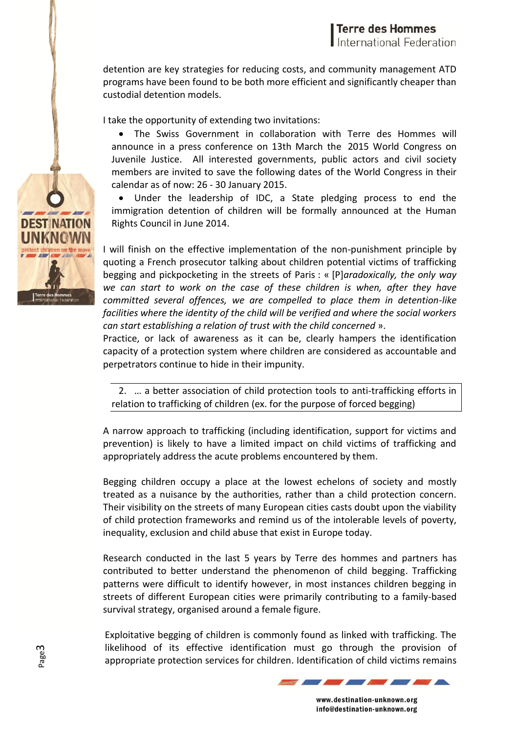detention are key strategies for reducing costs, and community management ATD programs have been found to be both more efficient and significantly cheaper than custodial detention models.

I take the opportunity of extending two invitations:

- The Swiss Government in collaboration with Terre des Hommes will announce in a press conference on 13th March the 2015 World Congress on Juvenile Justice. All interested governments, public actors and civil society members are invited to save the following dates of the World Congress in their calendar as of now: 26 - 30 January 2015.
- Under the leadership of IDC, a State pledging process to end the immigration detention of children will be formally announced at the Human Rights Council in June 2014.

I will finish on the effective implementation of the non-punishment principle by quoting a French prosecutor talking about children potential victims of trafficking begging and pickpocketing in the streets of Paris : « [P]*aradoxically, the only way we can start to work on the case of these children is when, after they have committed several offences, we are compelled to place them in detention-like facilities where the identity of the child will be verified and where the social workers can start establishing a relation of trust with the child concerned* ».
Practice, or lack of awareness as it can be, clearly hampers the identification capacity of a protection system where children are considered as accountable and perpetrators continue to hide in their impunity.

2. … a better association of child protection tools to anti-trafficking efforts in relation to trafficking of children (ex. for the purpose of forced begging)

A narrow approach to trafficking (including identification, support for victims and prevention) is likely to have a limited impact on child victims of trafficking and appropriately address the acute problems encountered by them.

Begging children occupy a place at the lowest echelons of society and mostly treated as a nuisance by the authorities, rather than a child protection concern. Their visibility on the streets of many European cities casts doubt upon the viability of child protection frameworks and remind us of the intolerable levels of poverty, inequality, exclusion and child abuse that exist in Europe today.

Research conducted in the last 5 years by Terre des hommes and partners has contributed to better understand the phenomenon of child begging. Trafficking patterns were difficult to identify however, in most instances children begging in streets of different European cities were primarily contributing to a family-based survival strategy, organised around a female figure.

Exploitative begging of children is commonly found as linked with trafficking. The likelihood of its effective identification must go through the provision of appropriate protection services for children. Identification of child victims remains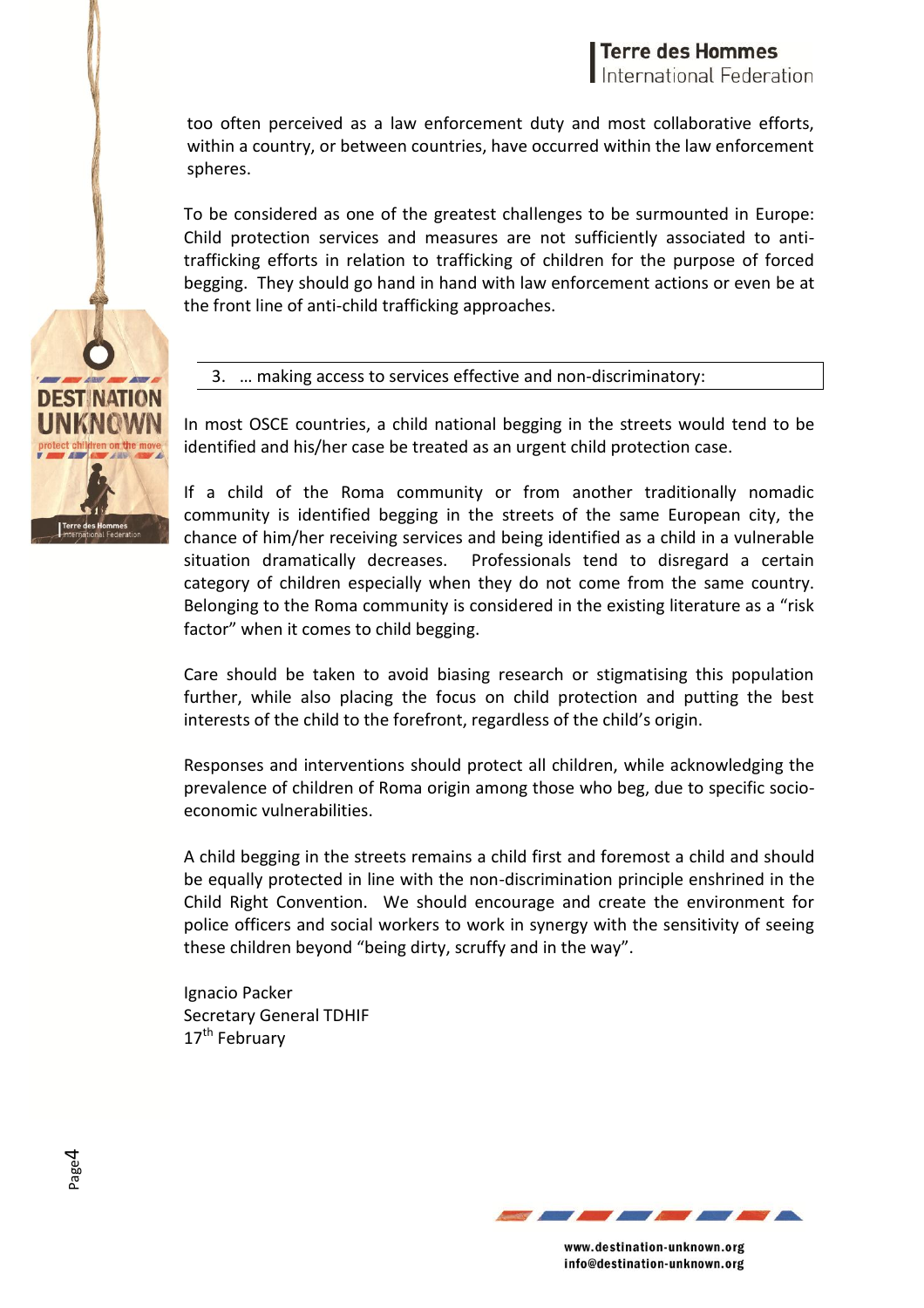too often perceived as a law enforcement duty and most collaborative efforts, within a country, or between countries, have occurred within the law enforcement spheres.

To be considered as one of the greatest challenges to be surmounted in Europe: Child protection services and measures are not sufficiently associated to anti-trafficking efforts in relation to trafficking of children for the purpose of forced begging. They should go hand in hand with law enforcement actions or even be at the front line of anti-child trafficking approaches.

3. … making access to services effective and non-discriminatory:

In most OSCE countries, a child national begging in the streets would tend to be identified and his/her case be treated as an urgent child protection case.

If a child of the Roma community or from another traditionally nomadic community is identified begging in the streets of the same European city, the chance of him/her receiving services and being identified as a child in a vulnerable situation dramatically decreases. Professionals tend to disregard a certain category of children especially when they do not come from the same country. Belonging to the Roma community is considered in the existing literature as a "risk factor" when it comes to child begging.

Care should be taken to avoid biasing research or stigmatising this population further, while also placing the focus on child protection and putting the best interests of the child to the forefront, regardless of the child's origin.

Responses and interventions should protect all children, while acknowledging the prevalence of children of Roma origin among those who beg, due to specific socio-economic vulnerabilities.

A child begging in the streets remains a child first and foremost a child and should be equally protected in line with the non-discrimination principle enshrined in the Child Right Convention. We should encourage and create the environment for police officers and social workers to work in synergy with the sensitivity of seeing these children beyond "being dirty, scruffy and in the way".

Ignacio Packer
Secretary General TDHIF
17th February